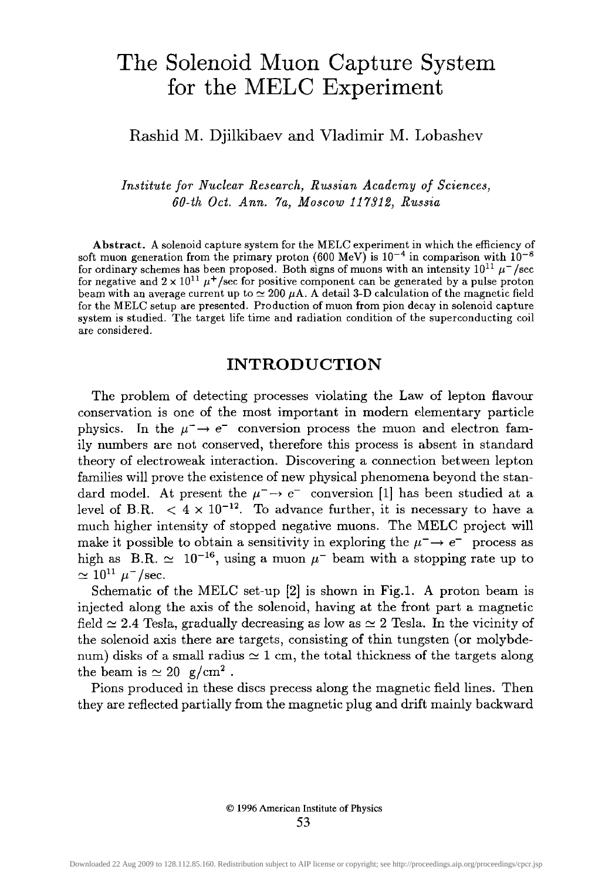# The Solenoid Muon Capture System for the MELC Experiment

Rashid M. Djilkibaev and Vladimir M. Lobashev

*Institute for Nuclear Research, Russian Academy of Sciences, 60-th Oct. Ann. 7a, Moscow 117312, Russia*

**Abstract.** A solenoid capture system for the MELC experiment in which the efficiency of soft muon generation from the primary proton (600 MeV) is $10^{-4}$ in comparison with $10^{-8}$ for ordinary schemes has been proposed. Both signs of muons with an intensity $10^{11}$ $\mu^-$/sec for negative and $2 \times 10^{11}$ $\mu^+$/sec for positive component can be generated by a pulse proton beam with an average current up to $\simeq 200$ $\mu$A. A detail 3-D calculation of the magnetic field for the MELC setup are presented. Production of muon from pion decay in solenoid capture system is studied. The target life time and radiation condition of the superconducting coil are considered.

## INTRODUCTION

The problem of detecting processes violating the Law of lepton flavour conservation is one of the most important in modern elementary particle physics. In the $\mu^- \rightarrow e^-$ conversion process the muon and electron family numbers are not conserved, therefore this process is absent in standard theory of electroweak interaction. Discovering a connection between lepton families will prove the existence of new physical phenomena beyond the standard model. At present the $\mu^- \rightarrow e^-$ conversion [1] has been studied at a level of B.R. $< 4 \times 10^{-12}$. To advance further, it is necessary to have a much higher intensity of stopped negative muons. The MELC project will make it possible to obtain a sensitivity in exploring the $\mu^- \rightarrow e^-$ process as high as B.R. $\simeq$ $10^{-16}$, using a muon $\mu^-$ beam with a stopping rate up to $\simeq 10^{11}$ $\mu^-$/sec.

Schematic of the MELC set-up [2] is shown in Fig.1. A proton beam is injected along the axis of the solenoid, having at the front part a magnetic field $\simeq 2.4$ Tesla, gradually decreasing as low as $\simeq 2$ Tesla. In the vicinity of the solenoid axis there are targets, consisting of thin tungsten (or molybdenum) disks of a small radius $\simeq 1$ cm, the total thickness of the targets along the beam is $\simeq 20$ g/cm$^2$ .

Pions produced in these discs precess along the magnetic field lines. Then they are reflected partially from the magnetic plug and drift mainly backward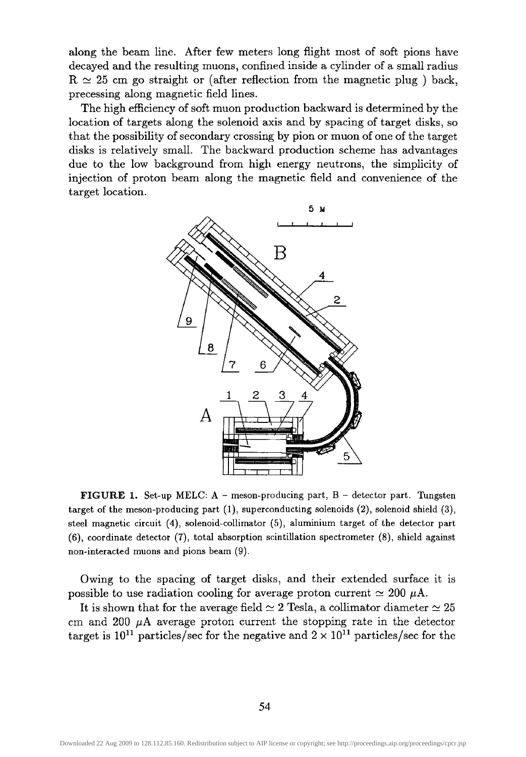along the beam line. After few meters long flight most of soft pions have decayed and the resulting muons, confined inside a cylinder of a small radius $R \simeq 25$ cm go straight or (after reflection from the magnetic plug ) back, precessing along magnetic field lines.

The high efficiency of soft muon production backward is determined by the location of targets along the solenoid axis and by spacing of target disks, so that the possibility of secondary crossing by pion or muon of one of the target disks is relatively small. The backward production scheme has advantages due to the low background from high energy neutrons, the simplicity of injection of proton beam along the magnetic field and convenience of the target location.

**FIGURE 1.** Set-up MELC: A – meson-producing part, B – detector part. Tungsten target of the meson-producing part (1), superconducting solenoids (2), solenoid shield (3), steel magnetic circuit (4), solenoid-collimator (5), aluminium target of the detector part (6), coordinate detector (7), total absorption scintillation spectrometer (8), shield against non-interacted muons and pions beam (9).

Owing to the spacing of target disks, and their extended surface it is possible to use radiation cooling for average proton current $\simeq 200\ \mu$A.

It is shown that for the average field $\simeq 2$ Tesla, a collimator diameter $\simeq 25$ cm and 200 $\mu$A average proton current the stopping rate in the detector target is $10^{11}$ particles/sec for the negative and $2 \times 10^{11}$ particles/sec for the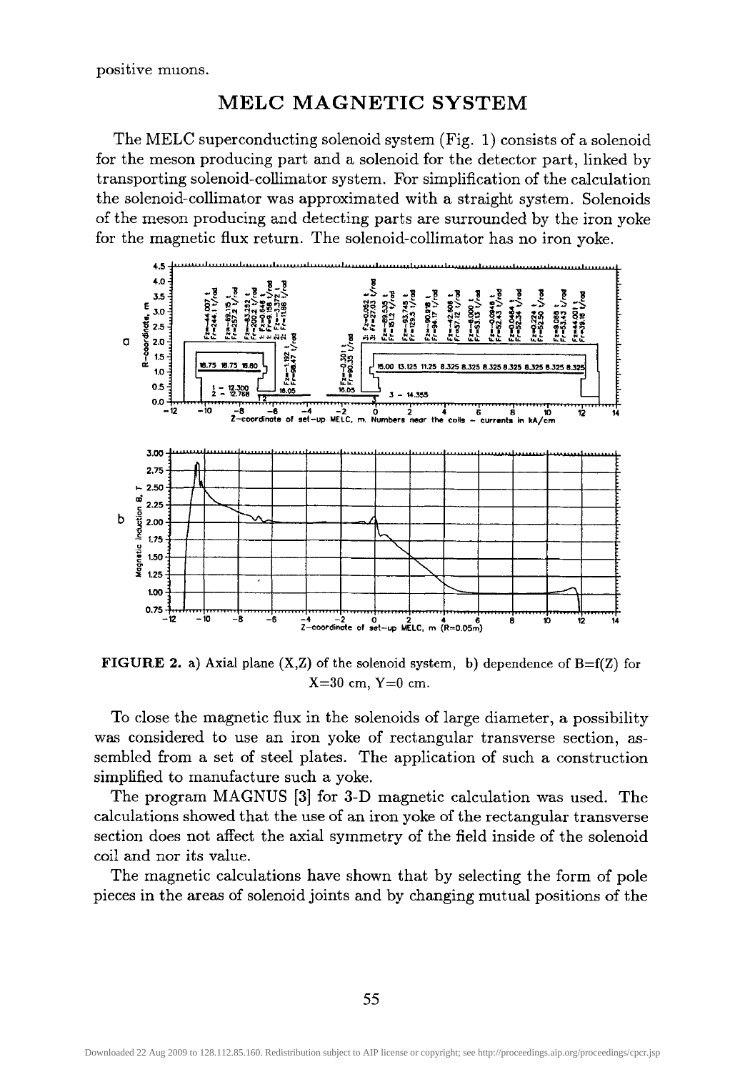positive muons.

## MELC MAGNETIC SYSTEM

The MELC superconducting solenoid system (Fig. 1) consists of a solenoid for the meson producing part and a solenoid for the detector part, linked by transporting solenoid-collimator system. For simplification of the calculation the solenoid-collimator was approximated with a straight system. Solenoids of the meson producing and detecting parts are surrounded by the iron yoke for the magnetic flux return. The solenoid-collimator has no iron yoke.

**FIGURE 2.** a) Axial plane (X,Z) of the solenoid system, b) dependence of B=f(Z) for X=30 cm, Y=0 cm.

To close the magnetic flux in the solenoids of large diameter, a possibility was considered to use an iron yoke of rectangular transverse section, assembled from a set of steel plates. The application of such a construction simplified to manufacture such a yoke.

The program MAGNUS [3] for 3-D magnetic calculation was used. The calculations showed that the use of an iron yoke of the rectangular transverse section does not affect the axial symmetry of the field inside of the solenoid coil and nor its value.

The magnetic calculations have shown that by selecting the form of pole pieces in the areas of solenoid joints and by changing mutual positions of the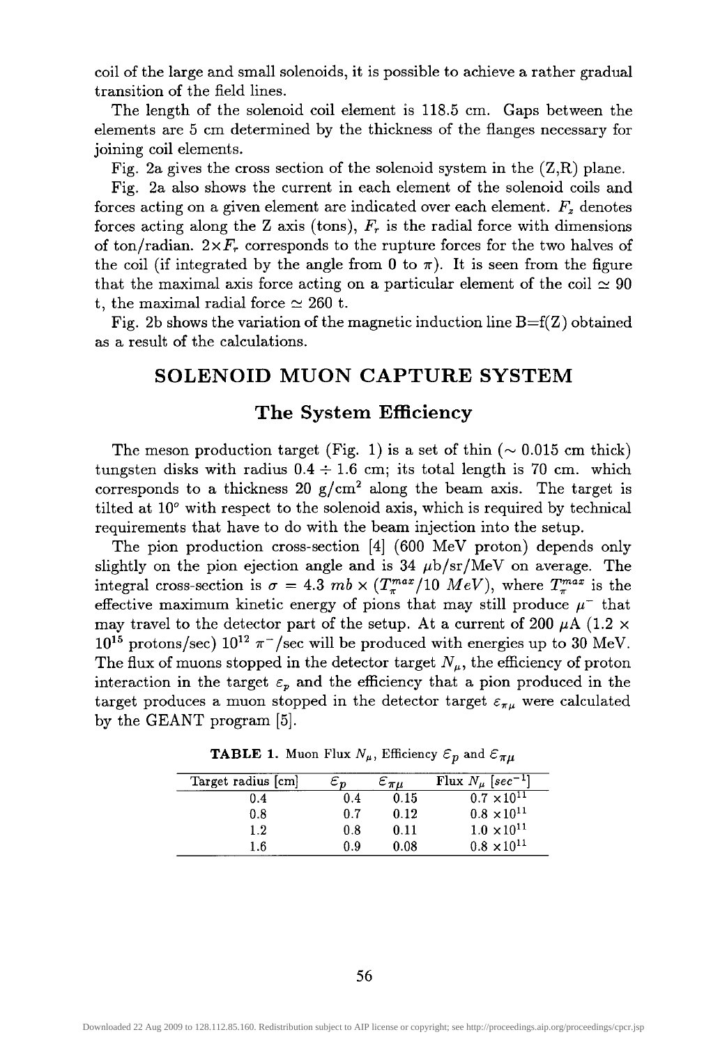coil of the large and small solenoids, it is possible to achieve a rather gradual transition of the field lines.

The length of the solenoid coil element is 118.5 cm. Gaps between the elements are 5 cm determined by the thickness of the flanges necessary for joining coil elements.

Fig. 2a gives the cross section of the solenoid system in the (Z,R) plane.

Fig. 2a also shows the current in each element of the solenoid coils and forces acting on a given element are indicated over each element. $F_z$ denotes forces acting along the Z axis (tons), $F_r$ is the radial force with dimensions of ton/radian. $2\times F_r$ corresponds to the rupture forces for the two halves of the coil (if integrated by the angle from 0 to $\pi$). It is seen from the figure that the maximal axis force acting on a particular element of the coil $\simeq 90$ t, the maximal radial force $\simeq 260$ t.

Fig. 2b shows the variation of the magnetic induction line B=f(Z) obtained as a result of the calculations.

## SOLENOID MUON CAPTURE SYSTEM

### The System Efficiency

The meson production target (Fig. 1) is a set of thin ($\sim 0.015$ cm thick) tungsten disks with radius $0.4 \div 1.6$ cm; its total length is 70 cm. which corresponds to a thickness 20 g/cm$^2$ along the beam axis. The target is tilted at $10^o$ with respect to the solenoid axis, which is required by technical requirements that have to do with the beam injection into the setup.

The pion production cross-section [4] (600 MeV proton) depends only slightly on the pion ejection angle and is 34 $\mu$b/sr/MeV on average. The integral cross-section is $\sigma = 4.3\ mb \times (T_\pi^{max}/10\ MeV)$, where $T_\pi^{max}$ is the effective maximum kinetic energy of pions that may still produce $\mu^-$ that may travel to the detector part of the setup. At a current of 200 $\mu$A ($1.2 \times 10^{15}$ protons/sec) $10^{12}$ $\pi^-$/sec will be produced with energies up to 30 MeV. The flux of muons stopped in the detector target $N_\mu$, the efficiency of proton interaction in the target $\varepsilon_p$ and the efficiency that a pion produced in the target produces a muon stopped in the detector target $\varepsilon_{\pi\mu}$ were calculated by the GEANT program [5].

**TABLE 1.** Muon Flux $N_\mu$, Efficiency $\mathcal{E}_p$ and $\mathcal{E}_{\pi\mu}$

| Target radius [cm] | $\varepsilon_p$ | $\varepsilon_{\pi\mu}$ | Flux $N_\mu$ [$sec^{-1}$] |
|---|---|---|---|
| 0.4 | 0.4 | 0.15 | $0.7 \times 10^{11}$ |
| 0.8 | 0.7 | 0.12 | $0.8 \times 10^{11}$ |
| 1.2 | 0.8 | 0.11 | $1.0 \times 10^{11}$ |
| 1.6 | 0.9 | 0.08 | $0.8 \times 10^{11}$ |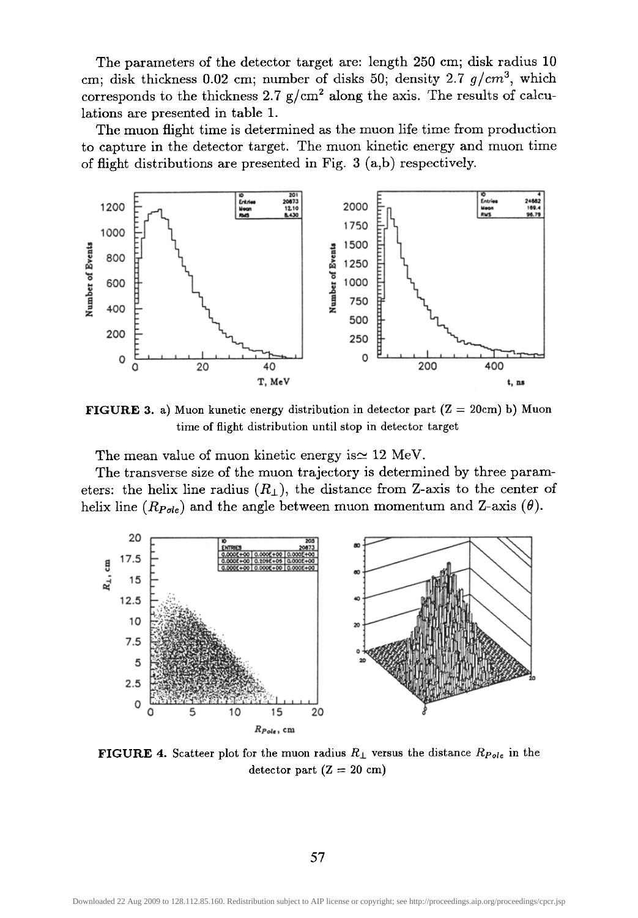The parameters of the detector target are: length 250 cm; disk radius 10 cm; disk thickness 0.02 cm; number of disks 50; density 2.7 $g/cm^3$, which corresponds to the thickness 2.7 g/cm$^2$ along the axis. The results of calculations are presented in table 1.

The muon flight time is determined as the muon life time from production to capture in the detector target. The muon kinetic energy and muon time of flight distributions are presented in Fig. 3 (a,b) respectively.

**FIGURE 3.** a) Muon kunetic energy distribution in detector part (Z = 20cm) b) Muon time of flight distribution until stop in detector target

The mean value of muon kinetic energy is$\simeq$ 12 MeV.

The transverse size of the muon trajectory is determined by three parameters: the helix line radius ($R_\perp$), the distance from Z-axis to the center of helix line ($R_{Pole}$) and the angle between muon momentum and Z-axis ($\theta$).

**FIGURE 4.** Scatteer plot for the muon radius $R_\perp$ versus the distance $R_{Pole}$ in the detector part (Z = 20 cm)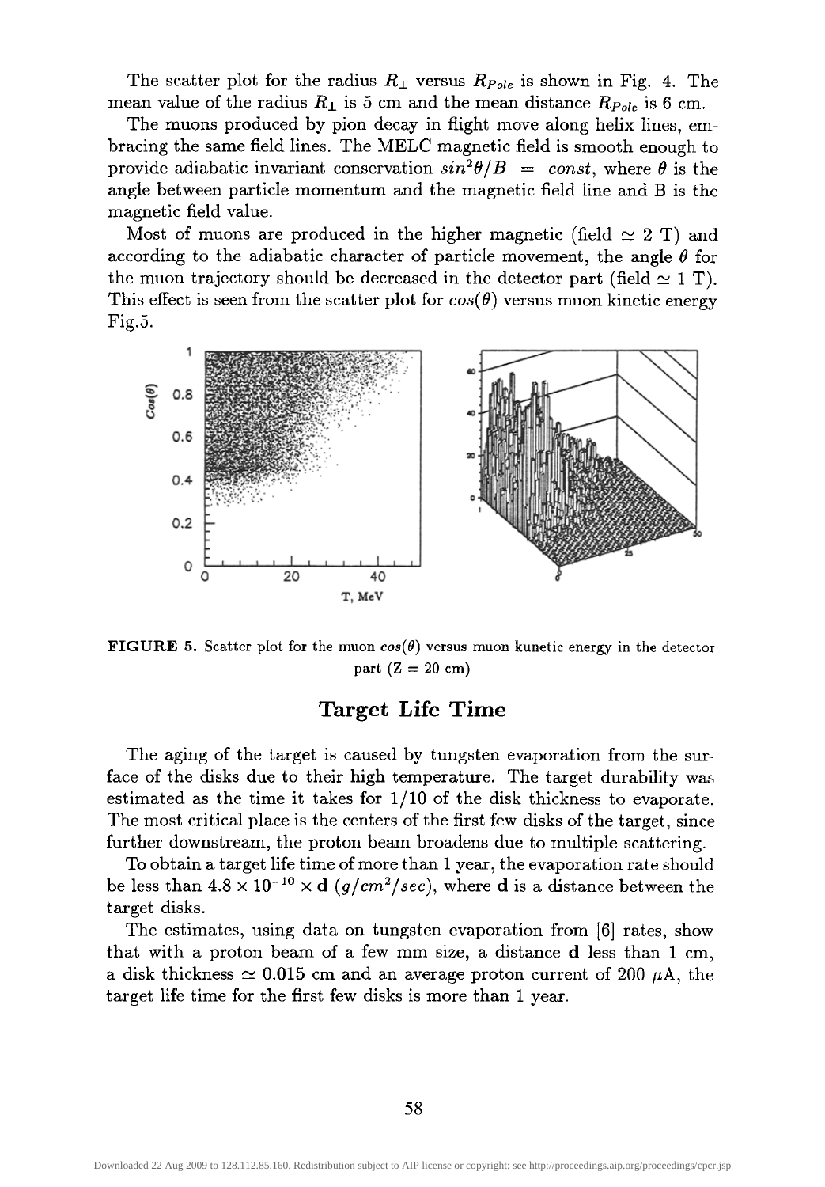The scatter plot for the radius $R_{\perp}$ versus $R_{Pole}$ is shown in Fig. 4. The mean value of the radius $R_{\perp}$ is 5 cm and the mean distance $R_{Pole}$ is 6 cm.

The muons produced by pion decay in flight move along helix lines, embracing the same field lines. The MELC magnetic field is smooth enough to provide adiabatic invariant conservation $sin^2\theta/B = const$, where $\theta$ is the angle between particle momentum and the magnetic field line and B is the magnetic field value.

Most of muons are produced in the higher magnetic (field $\simeq$ 2 T) and according to the adiabatic character of particle movement, the angle $\theta$ for the muon trajectory should be decreased in the detector part (field $\simeq$ 1 T). This effect is seen from the scatter plot for $cos(\theta)$ versus muon kinetic energy Fig.5.

**FIGURE 5.** Scatter plot for the muon $cos(\theta)$ versus muon kunetic energy in the detector part (Z = 20 cm)

## Target Life Time

The aging of the target is caused by tungsten evaporation from the surface of the disks due to their high temperature. The target durability was estimated as the time it takes for 1/10 of the disk thickness to evaporate. The most critical place is the centers of the first few disks of the target, since further downstream, the proton beam broadens due to multiple scattering.

To obtain a target life time of more than 1 year, the evaporation rate should be less than $4.8 \times 10^{-10} \times \mathbf{d}$ ($g/cm^2/sec$), where **d** is a distance between the target disks.

The estimates, using data on tungsten evaporation from [6] rates, show that with a proton beam of a few mm size, a distance **d** less than 1 cm, a disk thickness $\simeq$ 0.015 cm and an average proton current of 200 $\mu$A, the target life time for the first few disks is more than 1 year.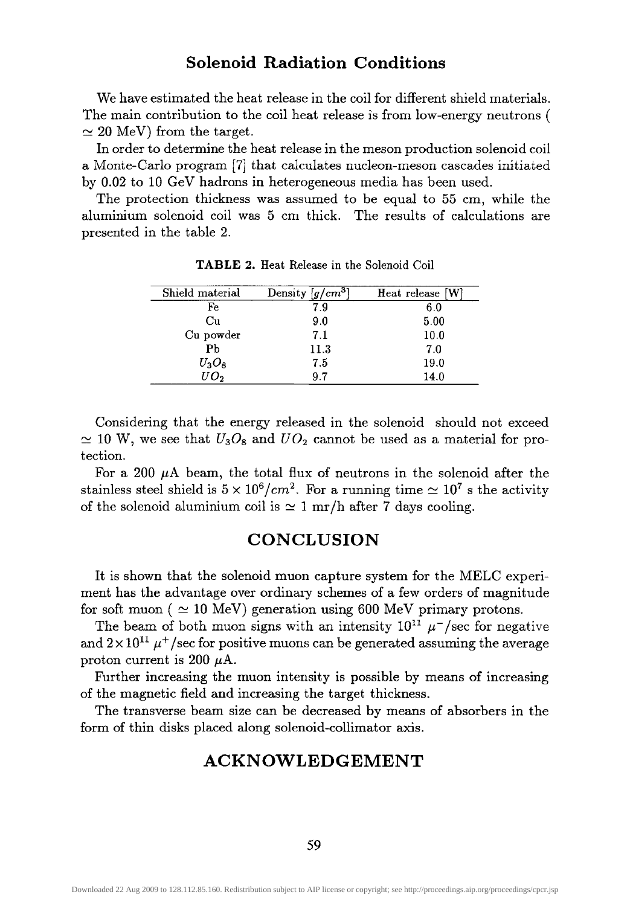## Solenoid Radiation Conditions

We have estimated the heat release in the coil for different shield materials. The main contribution to the coil heat release is from low-energy neutrons ( $\simeq 20$ MeV) from the target.

In order to determine the heat release in the meson production solenoid coil a Monte-Carlo program [7] that calculates nucleon-meson cascades initiated by 0.02 to 10 GeV hadrons in heterogeneous media has been used.

The protection thickness was assumed to be equal to 55 cm, while the aluminium solenoid coil was 5 cm thick. The results of calculations are presented in the table 2.

**TABLE 2.** Heat Release in the Solenoid Coil

| Shield material | Density $[g/cm^3]$ | Heat release [W] |
|---|---|---|
| Fe | 7.9 | 6.0 |
| Cu | 9.0 | 5.00 |
| Cu powder | 7.1 | 10.0 |
| Pb | 11.3 | 7.0 |
| $U_3O_8$ | 7.5 | 19.0 |
| $UO_2$ | 9.7 | 14.0 |

Considering that the energy released in the solenoid should not exceed $\simeq 10$ W, we see that $U_3O_8$ and $UO_2$ cannot be used as a material for protection.

For a 200 $\mu$A beam, the total flux of neutrons in the solenoid after the stainless steel shield is $5 \times 10^6/cm^2$. For a running time $\simeq 10^7$ s the activity of the solenoid aluminium coil is $\simeq 1$ mr/h after 7 days cooling.

# CONCLUSION

It is shown that the solenoid muon capture system for the MELC experiment has the advantage over ordinary schemes of a few orders of magnitude for soft muon ( $\simeq 10$ MeV) generation using 600 MeV primary protons.

The beam of both muon signs with an intensity $10^{11}$ $\mu^-$/sec for negative and $2 \times 10^{11}$ $\mu^+$/sec for positive muons can be generated assuming the average proton current is 200 $\mu$A.

Further increasing the muon intensity is possible by means of increasing of the magnetic field and increasing the target thickness.

The transverse beam size can be decreased by means of absorbers in the form of thin disks placed along solenoid-collimator axis.

# ACKNOWLEDGEMENT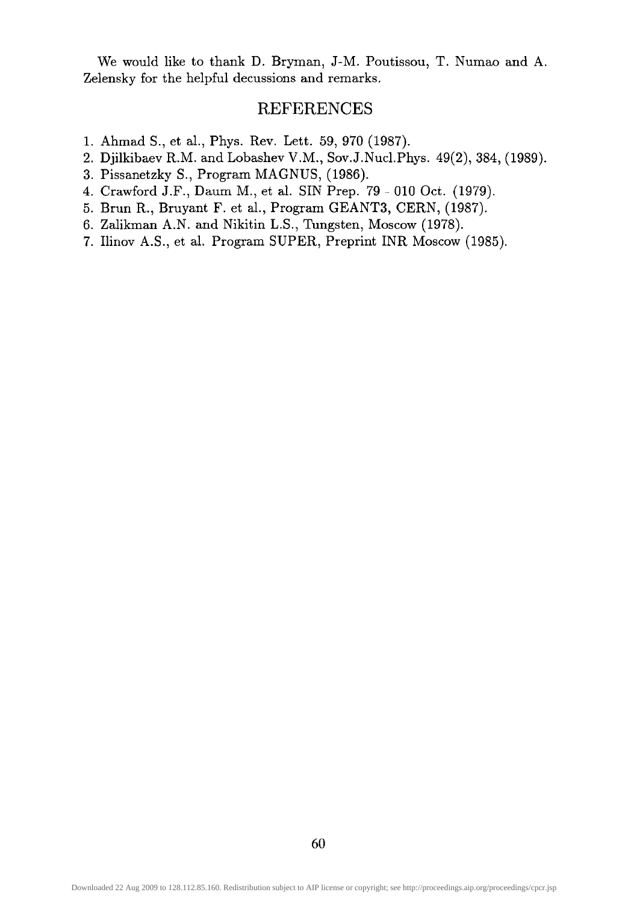We would like to thank D. Bryman, J-M. Poutissou, T. Numao and A. Zelensky for the helpful decussions and remarks.

## REFERENCES

1. Ahmad S., et al., Phys. Rev. Lett. 59, 970 (1987).
2. Djilkibaev R.M. and Lobashev V.M., Sov.J.Nucl.Phys. 49(2), 384, (1989).
3. Pissanetzky S., Program MAGNUS, (1986).
4. Crawford J.F., Daum M., et al. SIN Prep. 79 - 010 Oct. (1979).
5. Brun R., Bruyant F. et al., Program GEANT3, CERN, (1987).
6. Zalikman A.N. and Nikitin L.S., Tungsten, Moscow (1978).
7. Ilinov A.S., et al. Program SUPER, Preprint INR Moscow (1985).